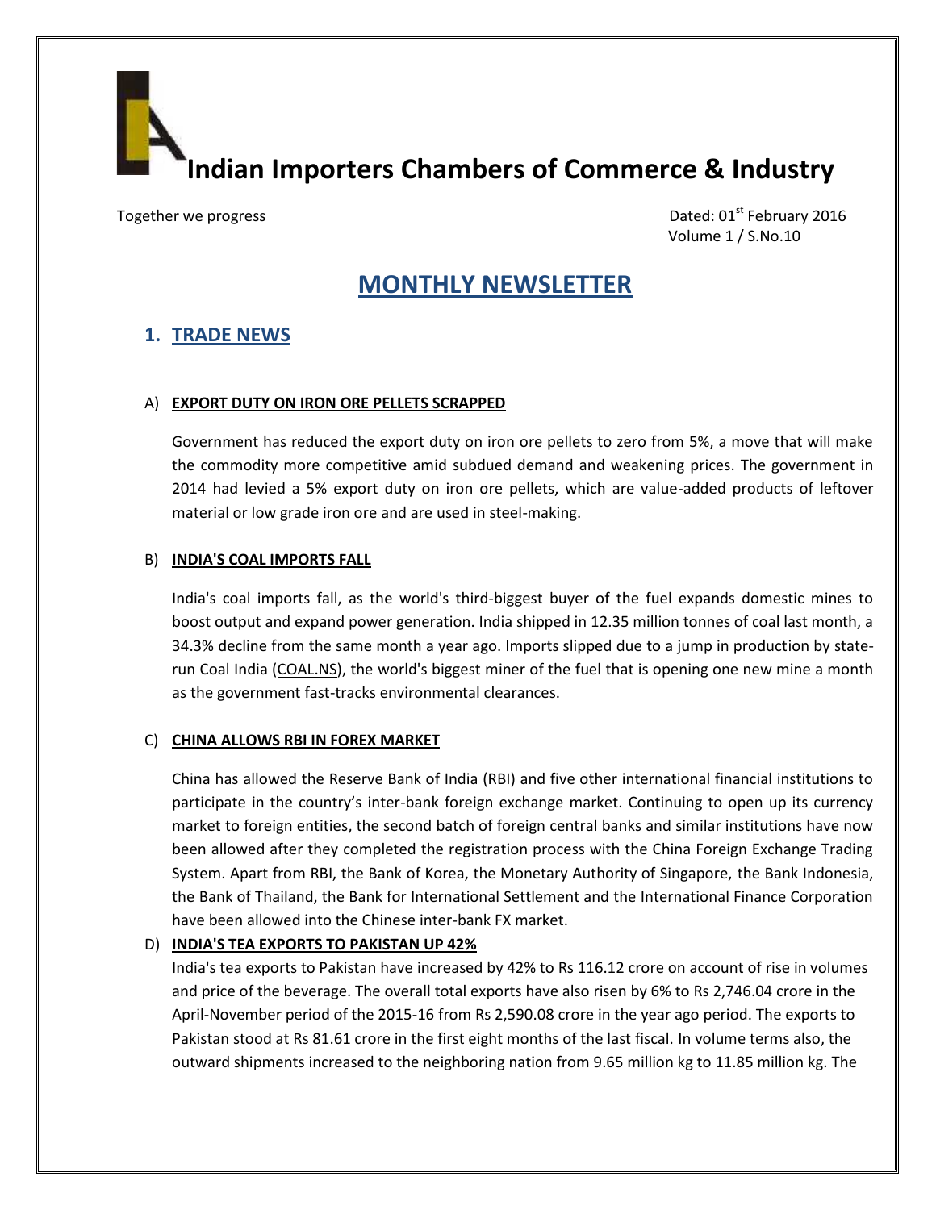# Indian Importers Chambers of Commerce & Industry

Together we progress

Dated: 01st February 2016
Volume 1 / S.No.10

## MONTHLY NEWSLETTER

### 1. TRADE NEWS

#### A) EXPORT DUTY ON IRON ORE PELLETS SCRAPPED

Government has reduced the export duty on iron ore pellets to zero from 5%, a move that will make the commodity more competitive amid subdued demand and weakening prices. The government in 2014 had levied a 5% export duty on iron ore pellets, which are value-added products of leftover material or low grade iron ore and are used in steel-making.

#### B) INDIA'S COAL IMPORTS FALL

India's coal imports fall, as the world's third-biggest buyer of the fuel expands domestic mines to boost output and expand power generation. India shipped in 12.35 million tonnes of coal last month, a 34.3% decline from the same month a year ago. Imports slipped due to a jump in production by state-run Coal India (COAL.NS), the world's biggest miner of the fuel that is opening one new mine a month as the government fast-tracks environmental clearances.

#### C) CHINA ALLOWS RBI IN FOREX MARKET

China has allowed the Reserve Bank of India (RBI) and five other international financial institutions to participate in the country's inter-bank foreign exchange market. Continuing to open up its currency market to foreign entities, the second batch of foreign central banks and similar institutions have now been allowed after they completed the registration process with the China Foreign Exchange Trading System. Apart from RBI, the Bank of Korea, the Monetary Authority of Singapore, the Bank Indonesia, the Bank of Thailand, the Bank for International Settlement and the International Finance Corporation have been allowed into the Chinese inter-bank FX market.

#### D) INDIA'S TEA EXPORTS TO PAKISTAN UP 42%

India's tea exports to Pakistan have increased by 42% to Rs 116.12 crore on account of rise in volumes and price of the beverage. The overall total exports have also risen by 6% to Rs 2,746.04 crore in the April-November period of the 2015-16 from Rs 2,590.08 crore in the year ago period. The exports to Pakistan stood at Rs 81.61 crore in the first eight months of the last fiscal. In volume terms also, the outward shipments increased to the neighboring nation from 9.65 million kg to 11.85 million kg. The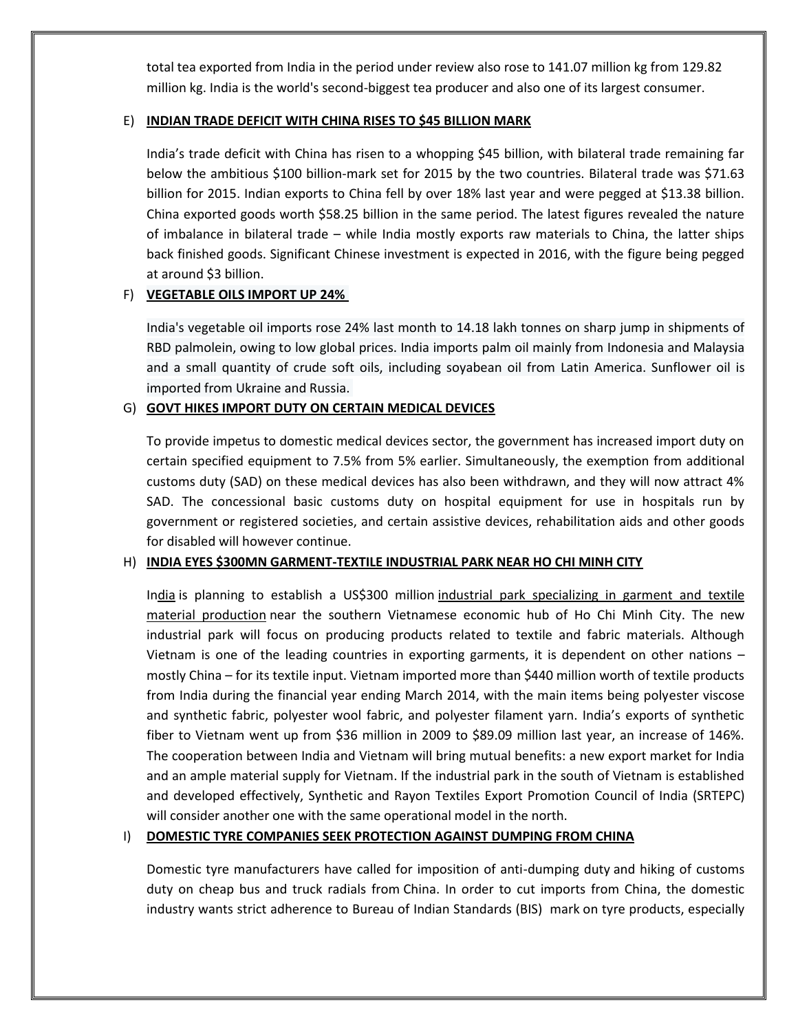total tea exported from India in the period under review also rose to 141.07 million kg from 129.82 million kg. India is the world's second-biggest tea producer and also one of its largest consumer.

E) **INDIAN TRADE DEFICIT WITH CHINA RISES TO $45 BILLION MARK**

India's trade deficit with China has risen to a whopping $45 billion, with bilateral trade remaining far below the ambitious $100 billion-mark set for 2015 by the two countries. Bilateral trade was $71.63 billion for 2015. Indian exports to China fell by over 18% last year and were pegged at $13.38 billion. China exported goods worth $58.25 billion in the same period. The latest figures revealed the nature of imbalance in bilateral trade – while India mostly exports raw materials to China, the latter ships back finished goods. Significant Chinese investment is expected in 2016, with the figure being pegged at around $3 billion.

F) **VEGETABLE OILS IMPORT UP 24%**

India's vegetable oil imports rose 24% last month to 14.18 lakh tonnes on sharp jump in shipments of RBD palmolein, owing to low global prices. India imports palm oil mainly from Indonesia and Malaysia and a small quantity of crude soft oils, including soyabean oil from Latin America. Sunflower oil is imported from Ukraine and Russia.

G) **GOVT HIKES IMPORT DUTY ON CERTAIN MEDICAL DEVICES**

To provide impetus to domestic medical devices sector, the government has increased import duty on certain specified equipment to 7.5% from 5% earlier. Simultaneously, the exemption from additional customs duty (SAD) on these medical devices has also been withdrawn, and they will now attract 4% SAD. The concessional basic customs duty on hospital equipment for use in hospitals run by government or registered societies, and certain assistive devices, rehabilitation aids and other goods for disabled will however continue.

H) **INDIA EYES $300MN GARMENT-TEXTILE INDUSTRIAL PARK NEAR HO CHI MINH CITY**

India is planning to establish a US$300 million industrial park specializing in garment and textile material production near the southern Vietnamese economic hub of Ho Chi Minh City. The new industrial park will focus on producing products related to textile and fabric materials. Although Vietnam is one of the leading countries in exporting garments, it is dependent on other nations – mostly China – for its textile input. Vietnam imported more than $440 million worth of textile products from India during the financial year ending March 2014, with the main items being polyester viscose and synthetic fabric, polyester wool fabric, and polyester filament yarn. India's exports of synthetic fiber to Vietnam went up from $36 million in 2009 to $89.09 million last year, an increase of 146%. The cooperation between India and Vietnam will bring mutual benefits: a new export market for India and an ample material supply for Vietnam. If the industrial park in the south of Vietnam is established and developed effectively, Synthetic and Rayon Textiles Export Promotion Council of India (SRTEPC) will consider another one with the same operational model in the north.

I) **DOMESTIC TYRE COMPANIES SEEK PROTECTION AGAINST DUMPING FROM CHINA**

Domestic tyre manufacturers have called for imposition of anti-dumping duty and hiking of customs duty on cheap bus and truck radials from China. In order to cut imports from China, the domestic industry wants strict adherence to Bureau of Indian Standards (BIS) mark on tyre products, especially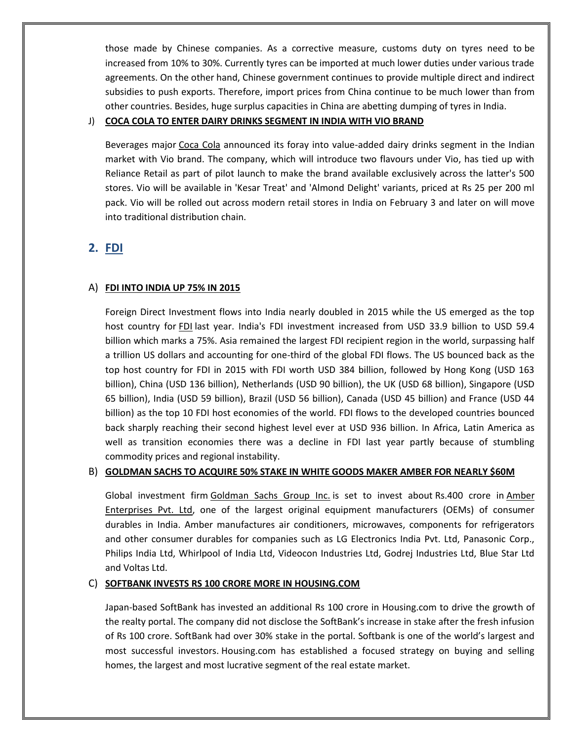those made by Chinese companies. As a corrective measure, customs duty on tyres need to be increased from 10% to 30%. Currently tyres can be imported at much lower duties under various trade agreements. On the other hand, Chinese government continues to provide multiple direct and indirect subsidies to push exports. Therefore, import prices from China continue to be much lower than from other countries. Besides, huge surplus capacities in China are abetting dumping of tyres in India.

J) **COCA COLA TO ENTER DAIRY DRINKS SEGMENT IN INDIA WITH VIO BRAND**

Beverages major Coca Cola announced its foray into value-added dairy drinks segment in the Indian market with Vio brand. The company, which will introduce two flavours under Vio, has tied up with Reliance Retail as part of pilot launch to make the brand available exclusively across the latter's 500 stores. Vio will be available in 'Kesar Treat' and 'Almond Delight' variants, priced at Rs 25 per 200 ml pack. Vio will be rolled out across modern retail stores in India on February 3 and later on will move into traditional distribution chain.

## 2. FDI

A) **FDI INTO INDIA UP 75% IN 2015**

Foreign Direct Investment flows into India nearly doubled in 2015 while the US emerged as the top host country for FDI last year. India's FDI investment increased from USD 33.9 billion to USD 59.4 billion which marks a 75%. Asia remained the largest FDI recipient region in the world, surpassing half a trillion US dollars and accounting for one-third of the global FDI flows. The US bounced back as the top host country for FDI in 2015 with FDI worth USD 384 billion, followed by Hong Kong (USD 163 billion), China (USD 136 billion), Netherlands (USD 90 billion), the UK (USD 68 billion), Singapore (USD 65 billion), India (USD 59 billion), Brazil (USD 56 billion), Canada (USD 45 billion) and France (USD 44 billion) as the top 10 FDI host economies of the world. FDI flows to the developed countries bounced back sharply reaching their second highest level ever at USD 936 billion. In Africa, Latin America as well as transition economies there was a decline in FDI last year partly because of stumbling commodity prices and regional instability.

B) **GOLDMAN SACHS TO ACQUIRE 50% STAKE IN WHITE GOODS MAKER AMBER FOR NEARLY $60M**

Global investment firm Goldman Sachs Group Inc. is set to invest about Rs.400 crore in Amber Enterprises Pvt. Ltd, one of the largest original equipment manufacturers (OEMs) of consumer durables in India. Amber manufactures air conditioners, microwaves, components for refrigerators and other consumer durables for companies such as LG Electronics India Pvt. Ltd, Panasonic Corp., Philips India Ltd, Whirlpool of India Ltd, Videocon Industries Ltd, Godrej Industries Ltd, Blue Star Ltd and Voltas Ltd.

C) **SOFTBANK INVESTS RS 100 CRORE MORE IN HOUSING.COM**

Japan-based SoftBank has invested an additional Rs 100 crore in Housing.com to drive the growth of the realty portal. The company did not disclose the SoftBank's increase in stake after the fresh infusion of Rs 100 crore. SoftBank had over 30% stake in the portal. Softbank is one of the world's largest and most successful investors. Housing.com has established a focused strategy on buying and selling homes, the largest and most lucrative segment of the real estate market.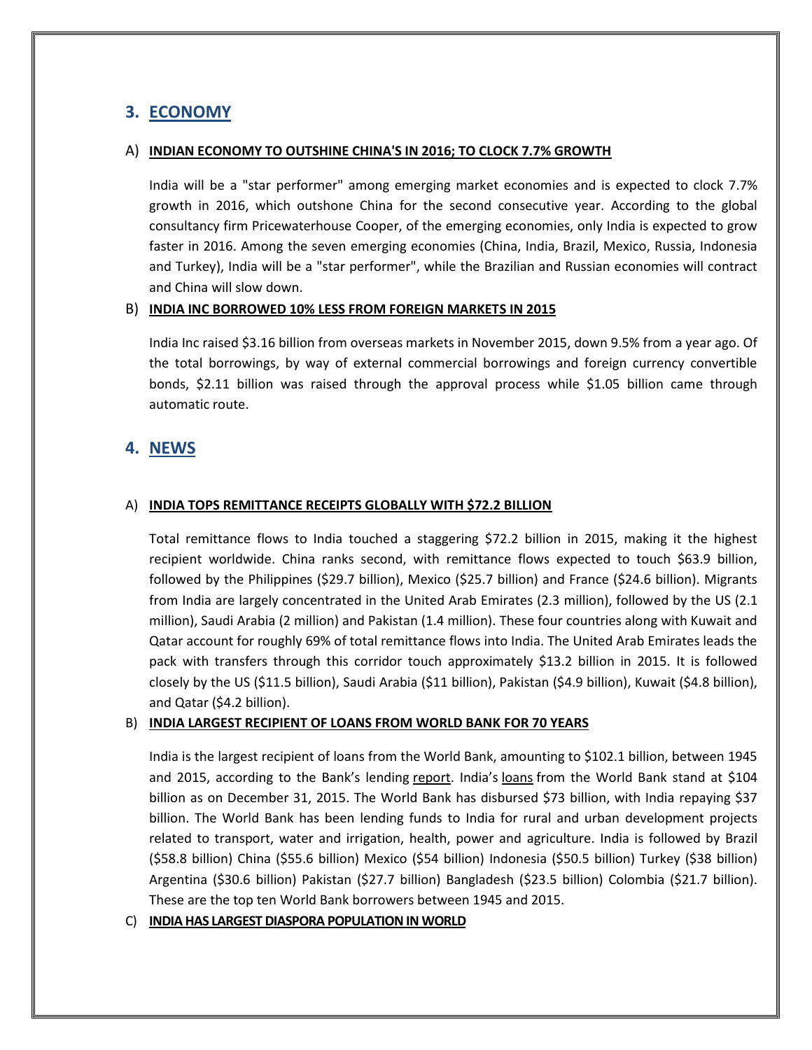## 3. ECONOMY

### A) INDIAN ECONOMY TO OUTSHINE CHINA'S IN 2016; TO CLOCK 7.7% GROWTH

India will be a "star performer" among emerging market economies and is expected to clock 7.7% growth in 2016, which outshone China for the second consecutive year. According to the global consultancy firm Pricewaterhouse Cooper, of the emerging economies, only India is expected to grow faster in 2016. Among the seven emerging economies (China, India, Brazil, Mexico, Russia, Indonesia and Turkey), India will be a "star performer", while the Brazilian and Russian economies will contract and China will slow down.

### B) INDIA INC BORROWED 10% LESS FROM FOREIGN MARKETS IN 2015

India Inc raised $3.16 billion from overseas markets in November 2015, down 9.5% from a year ago. Of the total borrowings, by way of external commercial borrowings and foreign currency convertible bonds, $2.11 billion was raised through the approval process while $1.05 billion came through automatic route.

## 4. NEWS

### A) INDIA TOPS REMITTANCE RECEIPTS GLOBALLY WITH $72.2 BILLION

Total remittance flows to India touched a staggering $72.2 billion in 2015, making it the highest recipient worldwide. China ranks second, with remittance flows expected to touch $63.9 billion, followed by the Philippines ($29.7 billion), Mexico ($25.7 billion) and France ($24.6 billion). Migrants from India are largely concentrated in the United Arab Emirates (2.3 million), followed by the US (2.1 million), Saudi Arabia (2 million) and Pakistan (1.4 million). These four countries along with Kuwait and Qatar account for roughly 69% of total remittance flows into India. The United Arab Emirates leads the pack with transfers through this corridor touch approximately $13.2 billion in 2015. It is followed closely by the US ($11.5 billion), Saudi Arabia ($11 billion), Pakistan ($4.9 billion), Kuwait ($4.8 billion), and Qatar ($4.2 billion).

### B) INDIA LARGEST RECIPIENT OF LOANS FROM WORLD BANK FOR 70 YEARS

India is the largest recipient of loans from the World Bank, amounting to $102.1 billion, between 1945 and 2015, according to the Bank's lending report. India's loans from the World Bank stand at $104 billion as on December 31, 2015. The World Bank has disbursed $73 billion, with India repaying $37 billion. The World Bank has been lending funds to India for rural and urban development projects related to transport, water and irrigation, health, power and agriculture. India is followed by Brazil ($58.8 billion) China ($55.6 billion) Mexico ($54 billion) Indonesia ($50.5 billion) Turkey ($38 billion) Argentina ($30.6 billion) Pakistan ($27.7 billion) Bangladesh ($23.5 billion) Colombia ($21.7 billion). These are the top ten World Bank borrowers between 1945 and 2015.

### C) INDIA HAS LARGEST DIASPORA POPULATION IN WORLD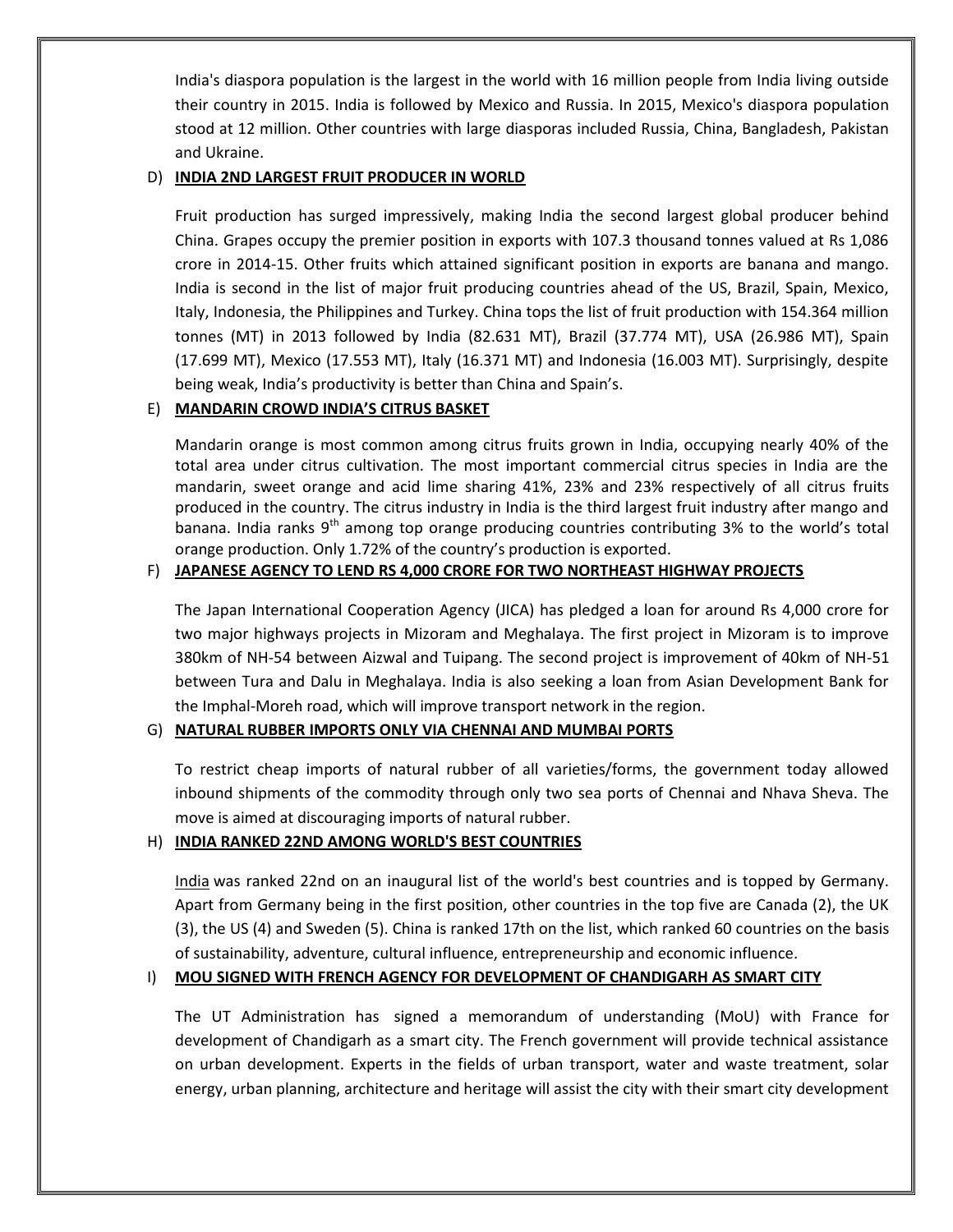India's diaspora population is the largest in the world with 16 million people from India living outside their country in 2015. India is followed by Mexico and Russia. In 2015, Mexico's diaspora population stood at 12 million. Other countries with large diasporas included Russia, China, Bangladesh, Pakistan and Ukraine.

D) **INDIA 2ND LARGEST FRUIT PRODUCER IN WORLD**

Fruit production has surged impressively, making India the second largest global producer behind China. Grapes occupy the premier position in exports with 107.3 thousand tonnes valued at Rs 1,086 crore in 2014-15. Other fruits which attained significant position in exports are banana and mango. India is second in the list of major fruit producing countries ahead of the US, Brazil, Spain, Mexico, Italy, Indonesia, the Philippines and Turkey. China tops the list of fruit production with 154.364 million tonnes (MT) in 2013 followed by India (82.631 MT), Brazil (37.774 MT), USA (26.986 MT), Spain (17.699 MT), Mexico (17.553 MT), Italy (16.371 MT) and Indonesia (16.003 MT). Surprisingly, despite being weak, India's productivity is better than China and Spain's.

E) **MANDARIN CROWD INDIA'S CITRUS BASKET**

Mandarin orange is most common among citrus fruits grown in India, occupying nearly 40% of the total area under citrus cultivation. The most important commercial citrus species in India are the mandarin, sweet orange and acid lime sharing 41%, 23% and 23% respectively of all citrus fruits produced in the country. The citrus industry in India is the third largest fruit industry after mango and banana. India ranks 9th among top orange producing countries contributing 3% to the world's total orange production. Only 1.72% of the country's production is exported.

F) **JAPANESE AGENCY TO LEND RS 4,000 CRORE FOR TWO NORTHEAST HIGHWAY PROJECTS**

The Japan International Cooperation Agency (JICA) has pledged a loan for around Rs 4,000 crore for two major highways projects in Mizoram and Meghalaya. The first project in Mizoram is to improve 380km of NH-54 between Aizwal and Tuipang. The second project is improvement of 40km of NH-51 between Tura and Dalu in Meghalaya. India is also seeking a loan from Asian Development Bank for the Imphal-Moreh road, which will improve transport network in the region.

G) **NATURAL RUBBER IMPORTS ONLY VIA CHENNAI AND MUMBAI PORTS**

To restrict cheap imports of natural rubber of all varieties/forms, the government today allowed inbound shipments of the commodity through only two sea ports of Chennai and Nhava Sheva. The move is aimed at discouraging imports of natural rubber.

H) **INDIA RANKED 22ND AMONG WORLD'S BEST COUNTRIES**

India was ranked 22nd on an inaugural list of the world's best countries and is topped by Germany. Apart from Germany being in the first position, other countries in the top five are Canada (2), the UK (3), the US (4) and Sweden (5). China is ranked 17th on the list, which ranked 60 countries on the basis of sustainability, adventure, cultural influence, entrepreneurship and economic influence.

I) **MOU SIGNED WITH FRENCH AGENCY FOR DEVELOPMENT OF CHANDIGARH AS SMART CITY**

The UT Administration has signed a memorandum of understanding (MoU) with France for development of Chandigarh as a smart city. The French government will provide technical assistance on urban development. Experts in the fields of urban transport, water and waste treatment, solar energy, urban planning, architecture and heritage will assist the city with their smart city development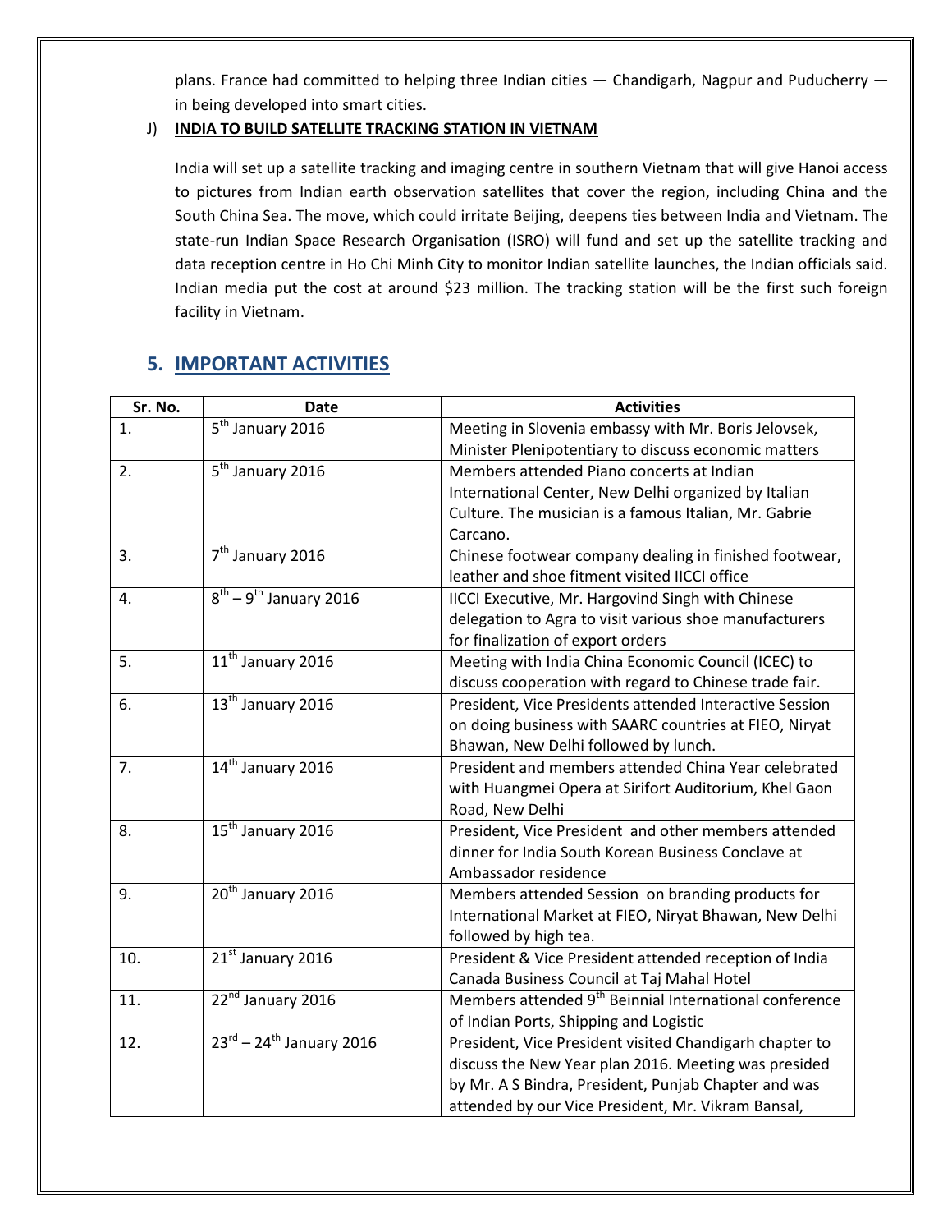plans. France had committed to helping three Indian cities — Chandigarh, Nagpur and Puducherry — in being developed into smart cities.

J) **INDIA TO BUILD SATELLITE TRACKING STATION IN VIETNAM**

India will set up a satellite tracking and imaging centre in southern Vietnam that will give Hanoi access to pictures from Indian earth observation satellites that cover the region, including China and the South China Sea. The move, which could irritate Beijing, deepens ties between India and Vietnam. The state-run Indian Space Research Organisation (ISRO) will fund and set up the satellite tracking and data reception centre in Ho Chi Minh City to monitor Indian satellite launches, the Indian officials said. Indian media put the cost at around $23 million. The tracking station will be the first such foreign facility in Vietnam.

## 5. IMPORTANT ACTIVITIES

| Sr. No. | Date | Activities |
|---|---|---|
| 1. | 5th January 2016 | Meeting in Slovenia embassy with Mr. Boris Jelovsek, Minister Plenipotentiary to discuss economic matters |
| 2. | 5th January 2016 | Members attended Piano concerts at Indian International Center, New Delhi organized by Italian Culture. The musician is a famous Italian, Mr. Gabrie Carcano. |
| 3. | 7th January 2016 | Chinese footwear company dealing in finished footwear, leather and shoe fitment visited IICCI office |
| 4. | 8th – 9th January 2016 | IICCI Executive, Mr. Hargovind Singh with Chinese delegation to Agra to visit various shoe manufacturers for finalization of export orders |
| 5. | 11th January 2016 | Meeting with India China Economic Council (ICEC) to discuss cooperation with regard to Chinese trade fair. |
| 6. | 13th January 2016 | President, Vice Presidents attended Interactive Session on doing business with SAARC countries at FIEO, Niryat Bhawan, New Delhi followed by lunch. |
| 7. | 14th January 2016 | President and members attended China Year celebrated with Huangmei Opera at Sirifort Auditorium, Khel Gaon Road, New Delhi |
| 8. | 15th January 2016 | President, Vice President and other members attended dinner for India South Korean Business Conclave at Ambassador residence |
| 9. | 20th January 2016 | Members attended Session on branding products for International Market at FIEO, Niryat Bhawan, New Delhi followed by high tea. |
| 10. | 21st January 2016 | President & Vice President attended reception of India Canada Business Council at Taj Mahal Hotel |
| 11. | 22nd January 2016 | Members attended 9th Beinnial International conference of Indian Ports, Shipping and Logistic |
| 12. | 23rd – 24th January 2016 | President, Vice President visited Chandigarh chapter to discuss the New Year plan 2016. Meeting was presided by Mr. A S Bindra, President, Punjab Chapter and was attended by our Vice President, Mr. Vikram Bansal, |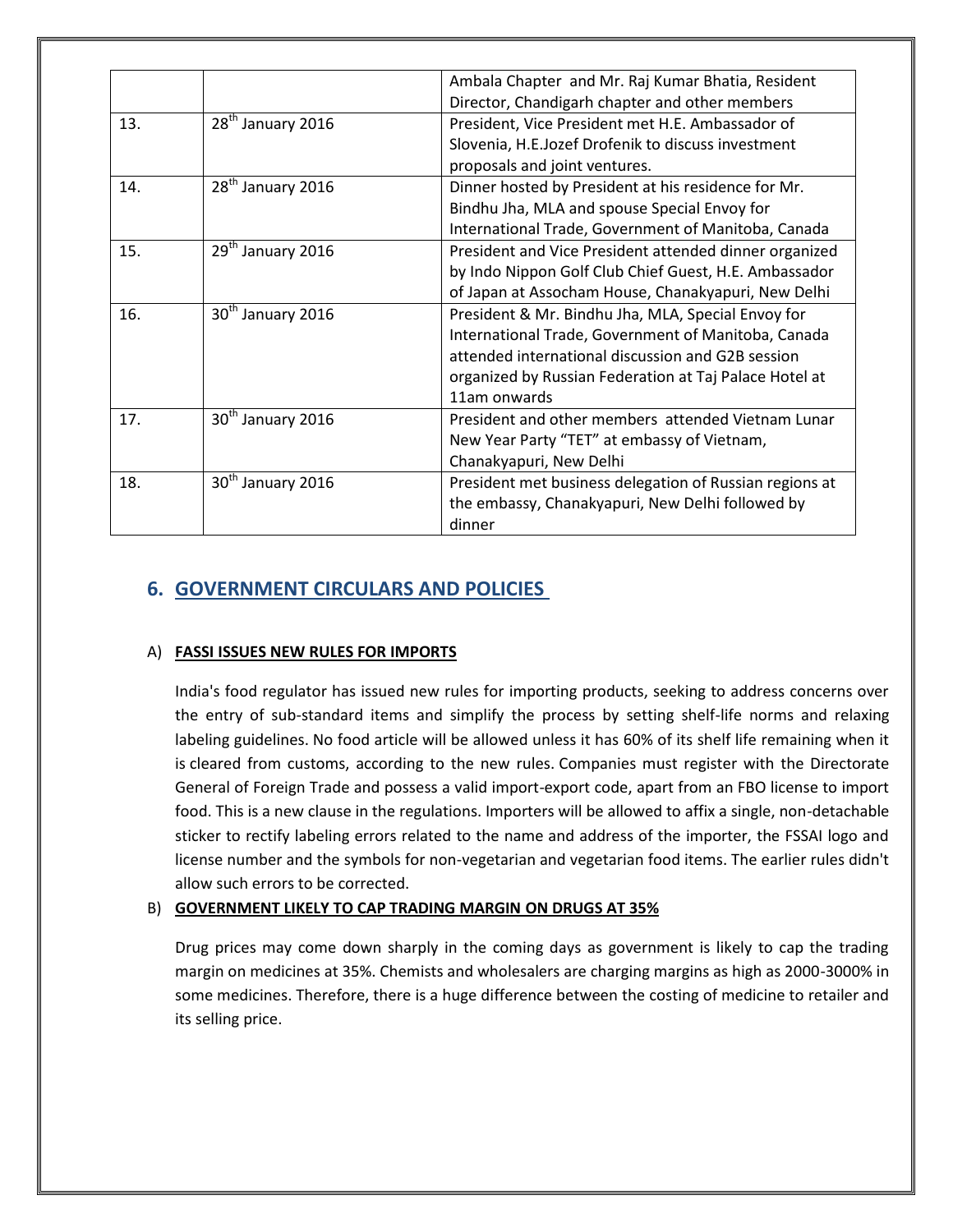|  |  | Ambala Chapter and Mr. Raj Kumar Bhatia, Resident Director, Chandigarh chapter and other members |
| --- | --- | --- |
| 13. | 28th January 2016 | President, Vice President met H.E. Ambassador of Slovenia, H.E.Jozef Drofenik to discuss investment proposals and joint ventures. |
| 14. | 28th January 2016 | Dinner hosted by President at his residence for Mr. Bindhu Jha, MLA and spouse Special Envoy for International Trade, Government of Manitoba, Canada |
| 15. | 29th January 2016 | President and Vice President attended dinner organized by Indo Nippon Golf Club Chief Guest, H.E. Ambassador of Japan at Assocham House, Chanakyapuri, New Delhi |
| 16. | 30th January 2016 | President & Mr. Bindhu Jha, MLA, Special Envoy for International Trade, Government of Manitoba, Canada attended international discussion and G2B session organized by Russian Federation at Taj Palace Hotel at 11am onwards |
| 17. | 30th January 2016 | President and other members attended Vietnam Lunar New Year Party "TET" at embassy of Vietnam, Chanakyapuri, New Delhi |
| 18. | 30th January 2016 | President met business delegation of Russian regions at the embassy, Chanakyapuri, New Delhi followed by dinner |

## 6. GOVERNMENT CIRCULARS AND POLICIES

### A) FASSI ISSUES NEW RULES FOR IMPORTS

India's food regulator has issued new rules for importing products, seeking to address concerns over the entry of sub-standard items and simplify the process by setting shelf-life norms and relaxing labeling guidelines. No food article will be allowed unless it has 60% of its shelf life remaining when it is cleared from customs, according to the new rules. Companies must register with the Directorate General of Foreign Trade and possess a valid import-export code, apart from an FBO license to import food. This is a new clause in the regulations. Importers will be allowed to affix a single, non-detachable sticker to rectify labeling errors related to the name and address of the importer, the FSSAI logo and license number and the symbols for non-vegetarian and vegetarian food items. The earlier rules didn't allow such errors to be corrected.

### B) GOVERNMENT LIKELY TO CAP TRADING MARGIN ON DRUGS AT 35%

Drug prices may come down sharply in the coming days as government is likely to cap the trading margin on medicines at 35%. Chemists and wholesalers are charging margins as high as 2000-3000% in some medicines. Therefore, there is a huge difference between the costing of medicine to retailer and its selling price.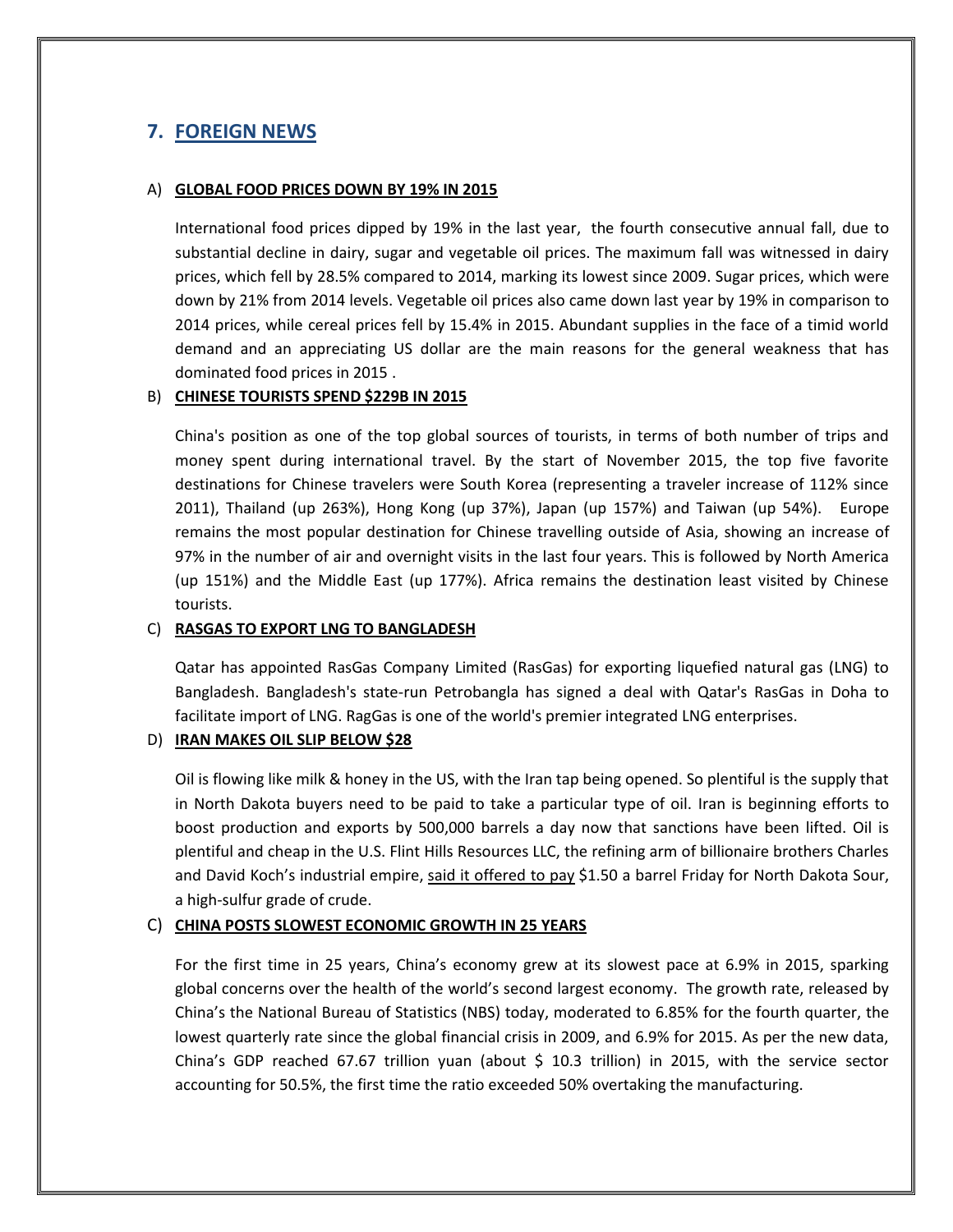## 7. FOREIGN NEWS

A) **GLOBAL FOOD PRICES DOWN BY 19% IN 2015**

International food prices dipped by 19% in the last year, the fourth consecutive annual fall, due to substantial decline in dairy, sugar and vegetable oil prices. The maximum fall was witnessed in dairy prices, which fell by 28.5% compared to 2014, marking its lowest since 2009. Sugar prices, which were down by 21% from 2014 levels. Vegetable oil prices also came down last year by 19% in comparison to 2014 prices, while cereal prices fell by 15.4% in 2015. Abundant supplies in the face of a timid world demand and an appreciating US dollar are the main reasons for the general weakness that has dominated food prices in 2015 .

B) **CHINESE TOURISTS SPEND $229B IN 2015**

China's position as one of the top global sources of tourists, in terms of both number of trips and money spent during international travel. By the start of November 2015, the top five favorite destinations for Chinese travelers were South Korea (representing a traveler increase of 112% since 2011), Thailand (up 263%), Hong Kong (up 37%), Japan (up 157%) and Taiwan (up 54%). Europe remains the most popular destination for Chinese travelling outside of Asia, showing an increase of 97% in the number of air and overnight visits in the last four years. This is followed by North America (up 151%) and the Middle East (up 177%). Africa remains the destination least visited by Chinese tourists.

C) **RASGAS TO EXPORT LNG TO BANGLADESH**

Qatar has appointed RasGas Company Limited (RasGas) for exporting liquefied natural gas (LNG) to Bangladesh. Bangladesh's state-run Petrobangla has signed a deal with Qatar's RasGas in Doha to facilitate import of LNG. RagGas is one of the world's premier integrated LNG enterprises.

D) **IRAN MAKES OIL SLIP BELOW $28**

Oil is flowing like milk & honey in the US, with the Iran tap being opened. So plentiful is the supply that in North Dakota buyers need to be paid to take a particular type of oil. Iran is beginning efforts to boost production and exports by 500,000 barrels a day now that sanctions have been lifted. Oil is plentiful and cheap in the U.S. Flint Hills Resources LLC, the refining arm of billionaire brothers Charles and David Koch's industrial empire, said it offered to pay $1.50 a barrel Friday for North Dakota Sour, a high-sulfur grade of crude.

C) **CHINA POSTS SLOWEST ECONOMIC GROWTH IN 25 YEARS**

For the first time in 25 years, China's economy grew at its slowest pace at 6.9% in 2015, sparking global concerns over the health of the world's second largest economy. The growth rate, released by China's the National Bureau of Statistics (NBS) today, moderated to 6.85% for the fourth quarter, the lowest quarterly rate since the global financial crisis in 2009, and 6.9% for 2015. As per the new data, China's GDP reached 67.67 trillion yuan (about $ 10.3 trillion) in 2015, with the service sector accounting for 50.5%, the first time the ratio exceeded 50% overtaking the manufacturing.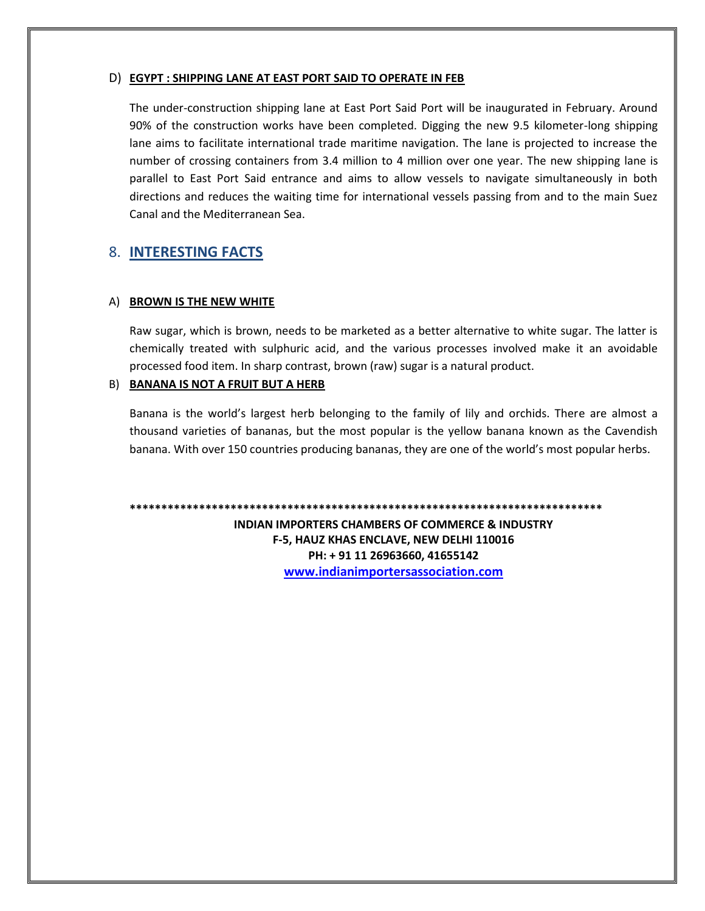### D) EGYPT : SHIPPING LANE AT EAST PORT SAID TO OPERATE IN FEB

The under-construction shipping lane at East Port Said Port will be inaugurated in February. Around 90% of the construction works have been completed. Digging the new 9.5 kilometer-long shipping lane aims to facilitate international trade maritime navigation. The lane is projected to increase the number of crossing containers from 3.4 million to 4 million over one year. The new shipping lane is parallel to East Port Said entrance and aims to allow vessels to navigate simultaneously in both directions and reduces the waiting time for international vessels passing from and to the main Suez Canal and the Mediterranean Sea.

## 8. INTERESTING FACTS

### A) BROWN IS THE NEW WHITE

Raw sugar, which is brown, needs to be marketed as a better alternative to white sugar. The latter is chemically treated with sulphuric acid, and the various processes involved make it an avoidable processed food item. In sharp contrast, brown (raw) sugar is a natural product.

### B) BANANA IS NOT A FRUIT BUT A HERB

Banana is the world's largest herb belonging to the family of lily and orchids. There are almost a thousand varieties of bananas, but the most popular is the yellow banana known as the Cavendish banana. With over 150 countries producing bananas, they are one of the world's most popular herbs.

****************************************************************************

**INDIAN IMPORTERS CHAMBERS OF COMMERCE & INDUSTRY**
**F-5, HAUZ KHAS ENCLAVE, NEW DELHI 110016**
**PH: + 91 11 26963660, 41655142**
**www.indianimportersassociation.com**